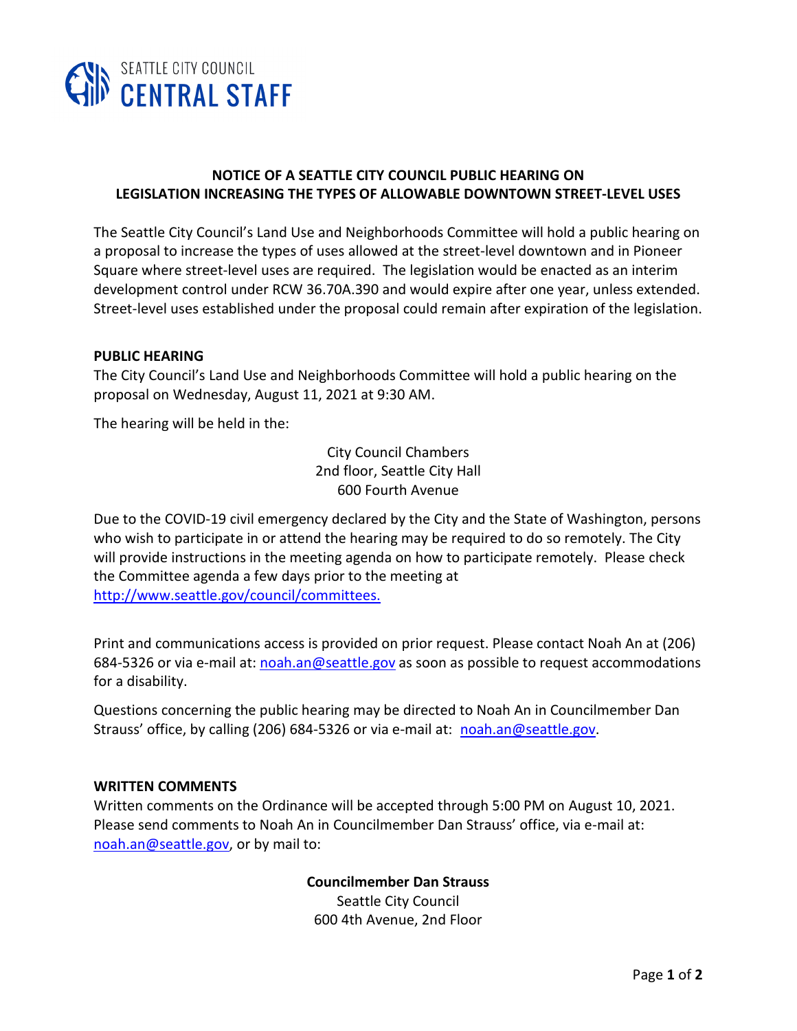SEATTLE CITY COUNCIL
CENTRAL STAFF

## NOTICE OF A SEATTLE CITY COUNCIL PUBLIC HEARING ON LEGISLATION INCREASING THE TYPES OF ALLOWABLE DOWNTOWN STREET-LEVEL USES

The Seattle City Council's Land Use and Neighborhoods Committee will hold a public hearing on a proposal to increase the types of uses allowed at the street-level downtown and in Pioneer Square where street-level uses are required. The legislation would be enacted as an interim development control under RCW 36.70A.390 and would expire after one year, unless extended. Street-level uses established under the proposal could remain after expiration of the legislation.

### PUBLIC HEARING

The City Council's Land Use and Neighborhoods Committee will hold a public hearing on the proposal on Wednesday, August 11, 2021 at 9:30 AM.

The hearing will be held in the:

City Council Chambers
2nd floor, Seattle City Hall
600 Fourth Avenue

Due to the COVID-19 civil emergency declared by the City and the State of Washington, persons who wish to participate in or attend the hearing may be required to do so remotely. The City will provide instructions in the meeting agenda on how to participate remotely. Please check the Committee agenda a few days prior to the meeting at http://www.seattle.gov/council/committees.

Print and communications access is provided on prior request. Please contact Noah An at (206) 684-5326 or via e-mail at: noah.an@seattle.gov as soon as possible to request accommodations for a disability.

Questions concerning the public hearing may be directed to Noah An in Councilmember Dan Strauss' office, by calling (206) 684-5326 or via e-mail at: noah.an@seattle.gov.

### WRITTEN COMMENTS

Written comments on the Ordinance will be accepted through 5:00 PM on August 10, 2021. Please send comments to Noah An in Councilmember Dan Strauss' office, via e-mail at: noah.an@seattle.gov, or by mail to:

**Councilmember Dan Strauss**
Seattle City Council
600 4th Avenue, 2nd Floor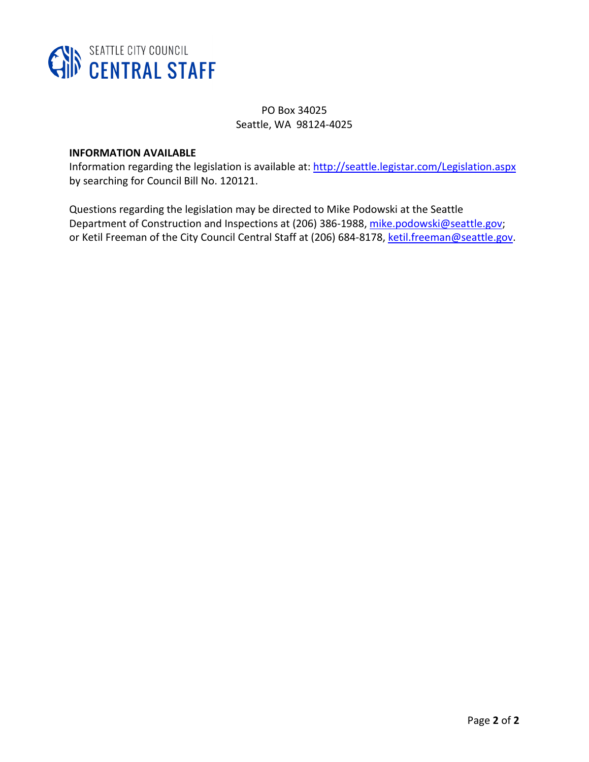SEATTLE CITY COUNCIL
CENTRAL STAFF

PO Box 34025
Seattle, WA 98124-4025

**INFORMATION AVAILABLE**

Information regarding the legislation is available at: http://seattle.legistar.com/Legislation.aspx by searching for Council Bill No. 120121.

Questions regarding the legislation may be directed to Mike Podowski at the Seattle Department of Construction and Inspections at (206) 386-1988, mike.podowski@seattle.gov; or Ketil Freeman of the City Council Central Staff at (206) 684-8178, ketil.freeman@seattle.gov.